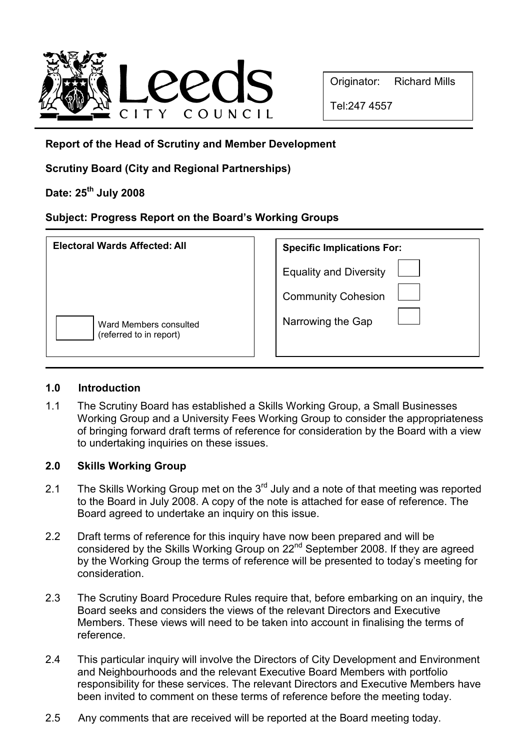Originator: Richard Mills

Tel:247 4557

**Report of the Head of Scrutiny and Member Development**

**Scrutiny Board (City and Regional Partnerships)**

**Date: 25th July 2008**

**Subject: Progress Report on the Board's Working Groups**

| **Electoral Wards Affected: All** | **Specific Implications For:** |
| --- | --- |
| | Equality and Diversity ☐ |
| | Community Cohesion ☐ |
| ☐ Ward Members consulted (referred to in report) | Narrowing the Gap ☐ |

## 1.0 Introduction

1.1 The Scrutiny Board has established a Skills Working Group, a Small Businesses Working Group and a University Fees Working Group to consider the appropriateness of bringing forward draft terms of reference for consideration by the Board with a view to undertaking inquiries on these issues.

## 2.0 Skills Working Group

2.1 The Skills Working Group met on the 3rd July and a note of that meeting was reported to the Board in July 2008. A copy of the note is attached for ease of reference. The Board agreed to undertake an inquiry on this issue.

2.2 Draft terms of reference for this inquiry have now been prepared and will be considered by the Skills Working Group on 22nd September 2008. If they are agreed by the Working Group the terms of reference will be presented to today's meeting for consideration.

2.3 The Scrutiny Board Procedure Rules require that, before embarking on an inquiry, the Board seeks and considers the views of the relevant Directors and Executive Members. These views will need to be taken into account in finalising the terms of reference.

2.4 This particular inquiry will involve the Directors of City Development and Environment and Neighbourhoods and the relevant Executive Board Members with portfolio responsibility for these services. The relevant Directors and Executive Members have been invited to comment on these terms of reference before the meeting today.

2.5 Any comments that are received will be reported at the Board meeting today.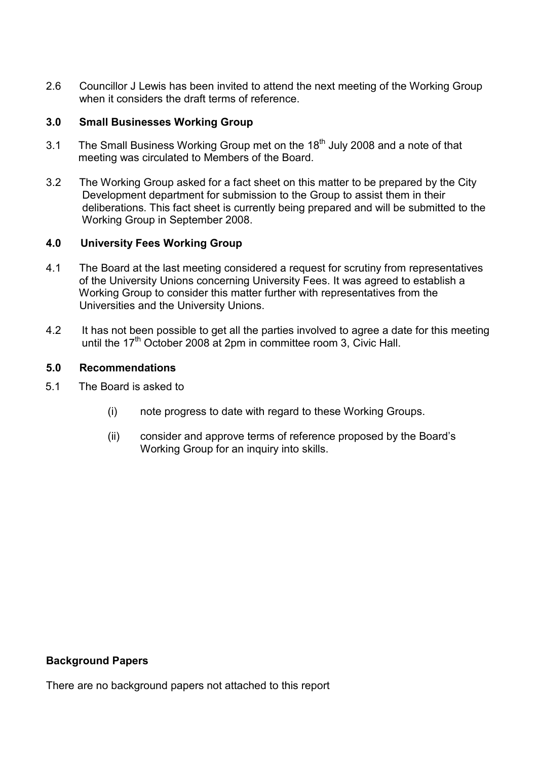2.6 Councillor J Lewis has been invited to attend the next meeting of the Working Group when it considers the draft terms of reference.

## 3.0 Small Businesses Working Group

3.1 The Small Business Working Group met on the 18th July 2008 and a note of that meeting was circulated to Members of the Board.

3.2 The Working Group asked for a fact sheet on this matter to be prepared by the City Development department for submission to the Group to assist them in their deliberations. This fact sheet is currently being prepared and will be submitted to the Working Group in September 2008.

## 4.0 University Fees Working Group

4.1 The Board at the last meeting considered a request for scrutiny from representatives of the University Unions concerning University Fees. It was agreed to establish a Working Group to consider this matter further with representatives from the Universities and the University Unions.

4.2 It has not been possible to get all the parties involved to agree a date for this meeting until the 17th October 2008 at 2pm in committee room 3, Civic Hall.

## 5.0 Recommendations

5.1 The Board is asked to

(i) note progress to date with regard to these Working Groups.

(ii) consider and approve terms of reference proposed by the Board's Working Group for an inquiry into skills.

**Background Papers**

There are no background papers not attached to this report